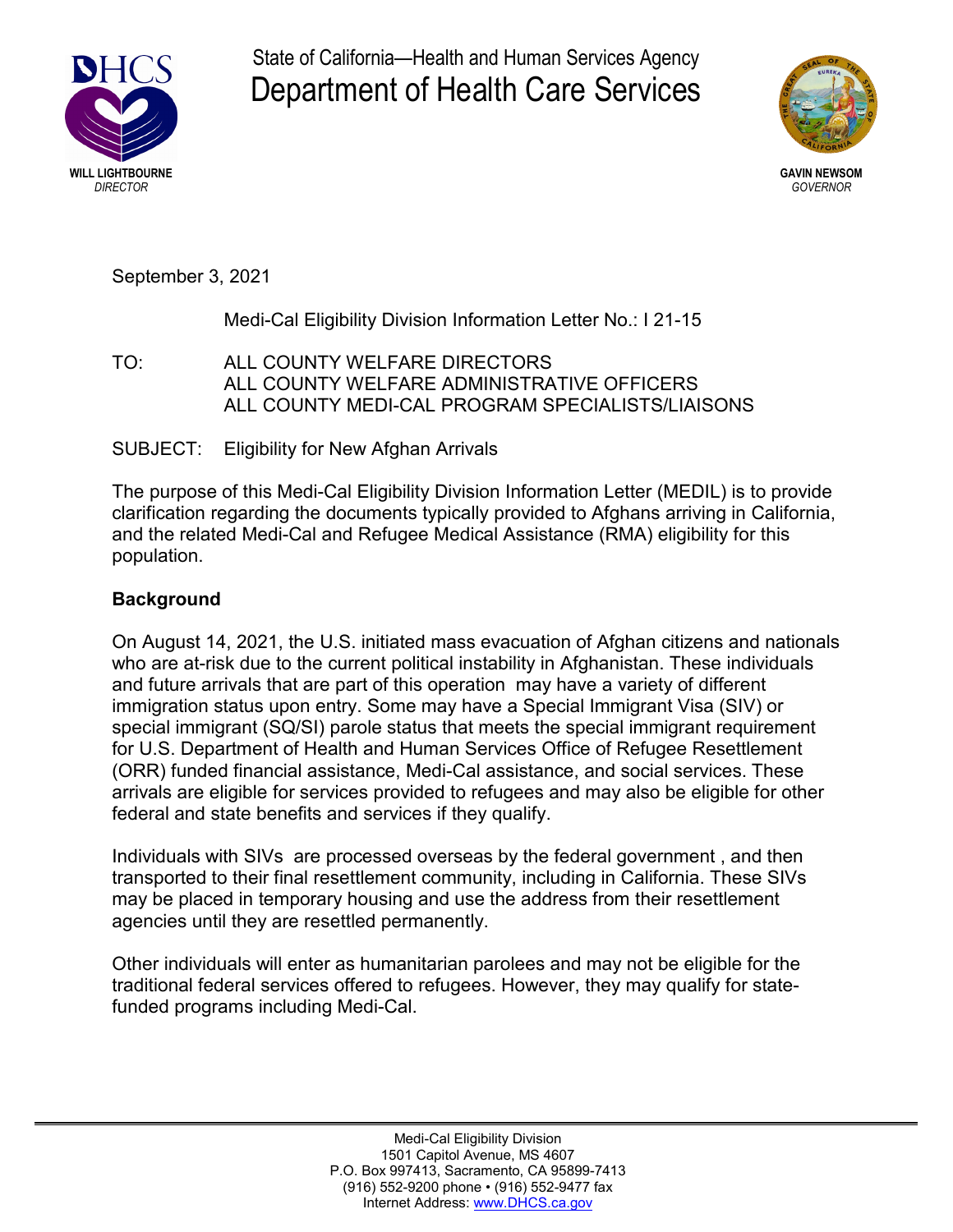State of California—Health and Human Services Agency
# Department of Health Care Services

**WILL LIGHTBOURNE**
*DIRECTOR*

**GAVIN NEWSOM**
*GOVERNOR*

September 3, 2021

Medi-Cal Eligibility Division Information Letter No.: I 21-15

TO: ALL COUNTY WELFARE DIRECTORS
ALL COUNTY WELFARE ADMINISTRATIVE OFFICERS
ALL COUNTY MEDI-CAL PROGRAM SPECIALISTS/LIAISONS

SUBJECT: Eligibility for New Afghan Arrivals

The purpose of this Medi-Cal Eligibility Division Information Letter (MEDIL) is to provide clarification regarding the documents typically provided to Afghans arriving in California, and the related Medi-Cal and Refugee Medical Assistance (RMA) eligibility for this population.

**Background**

On August 14, 2021, the U.S. initiated mass evacuation of Afghan citizens and nationals who are at-risk due to the current political instability in Afghanistan. These individuals and future arrivals that are part of this operation may have a variety of different immigration status upon entry. Some may have a Special Immigrant Visa (SIV) or special immigrant (SQ/SI) parole status that meets the special immigrant requirement for U.S. Department of Health and Human Services Office of Refugee Resettlement (ORR) funded financial assistance, Medi-Cal assistance, and social services. These arrivals are eligible for services provided to refugees and may also be eligible for other federal and state benefits and services if they qualify.

Individuals with SIVs are processed overseas by the federal government , and then transported to their final resettlement community, including in California. These SIVs may be placed in temporary housing and use the address from their resettlement agencies until they are resettled permanently.

Other individuals will enter as humanitarian parolees and may not be eligible for the traditional federal services offered to refugees. However, they may qualify for state-funded programs including Medi-Cal.

Medi-Cal Eligibility Division
1501 Capitol Avenue, MS 4607
P.O. Box 997413, Sacramento, CA 95899-7413
(916) 552-9200 phone • (916) 552-9477 fax
Internet Address: www.DHCS.ca.gov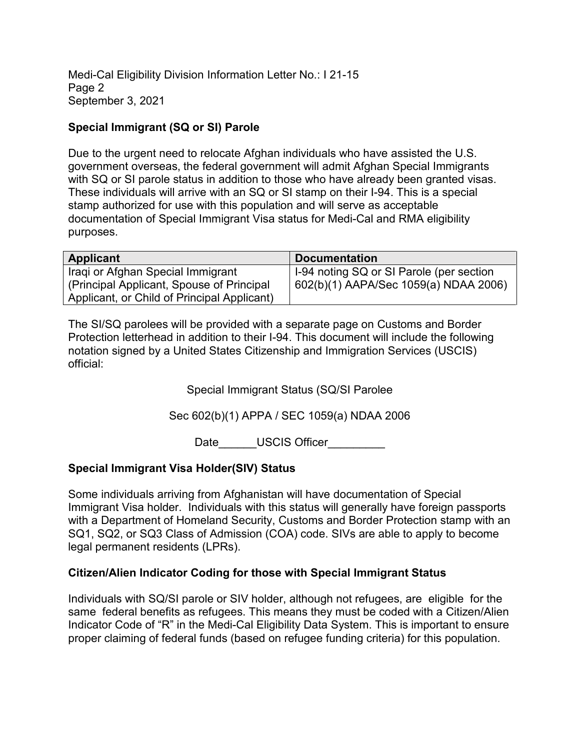### Special Immigrant (SQ or SI) Parole

Due to the urgent need to relocate Afghan individuals who have assisted the U.S. government overseas, the federal government will admit Afghan Special Immigrants with SQ or SI parole status in addition to those who have already been granted visas. These individuals will arrive with an SQ or SI stamp on their I-94. This is a special stamp authorized for use with this population and will serve as acceptable documentation of Special Immigrant Visa status for Medi-Cal and RMA eligibility purposes.

| Applicant | Documentation |
| --- | --- |
| Iraqi or Afghan Special Immigrant (Principal Applicant, Spouse of Principal Applicant, or Child of Principal Applicant) | I-94 noting SQ or SI Parole (per section 602(b)(1) AAPA/Sec 1059(a) NDAA 2006) |

The SI/SQ parolees will be provided with a separate page on Customs and Border Protection letterhead in addition to their I-94. This document will include the following notation signed by a United States Citizenship and Immigration Services (USCIS) official:

Special Immigrant Status (SQ/SI Parolee

Sec 602(b)(1) APPA / SEC 1059(a) NDAA 2006

Date______USCIS Officer_________

### Special Immigrant Visa Holder(SIV) Status

Some individuals arriving from Afghanistan will have documentation of Special Immigrant Visa holder. Individuals with this status will generally have foreign passports with a Department of Homeland Security, Customs and Border Protection stamp with an SQ1, SQ2, or SQ3 Class of Admission (COA) code. SIVs are able to apply to become legal permanent residents (LPRs).

### Citizen/Alien Indicator Coding for those with Special Immigrant Status

Individuals with SQ/SI parole or SIV holder, although not refugees, are eligible for the same federal benefits as refugees. This means they must be coded with a Citizen/Alien Indicator Code of "R" in the Medi-Cal Eligibility Data System. This is important to ensure proper claiming of federal funds (based on refugee funding criteria) for this population.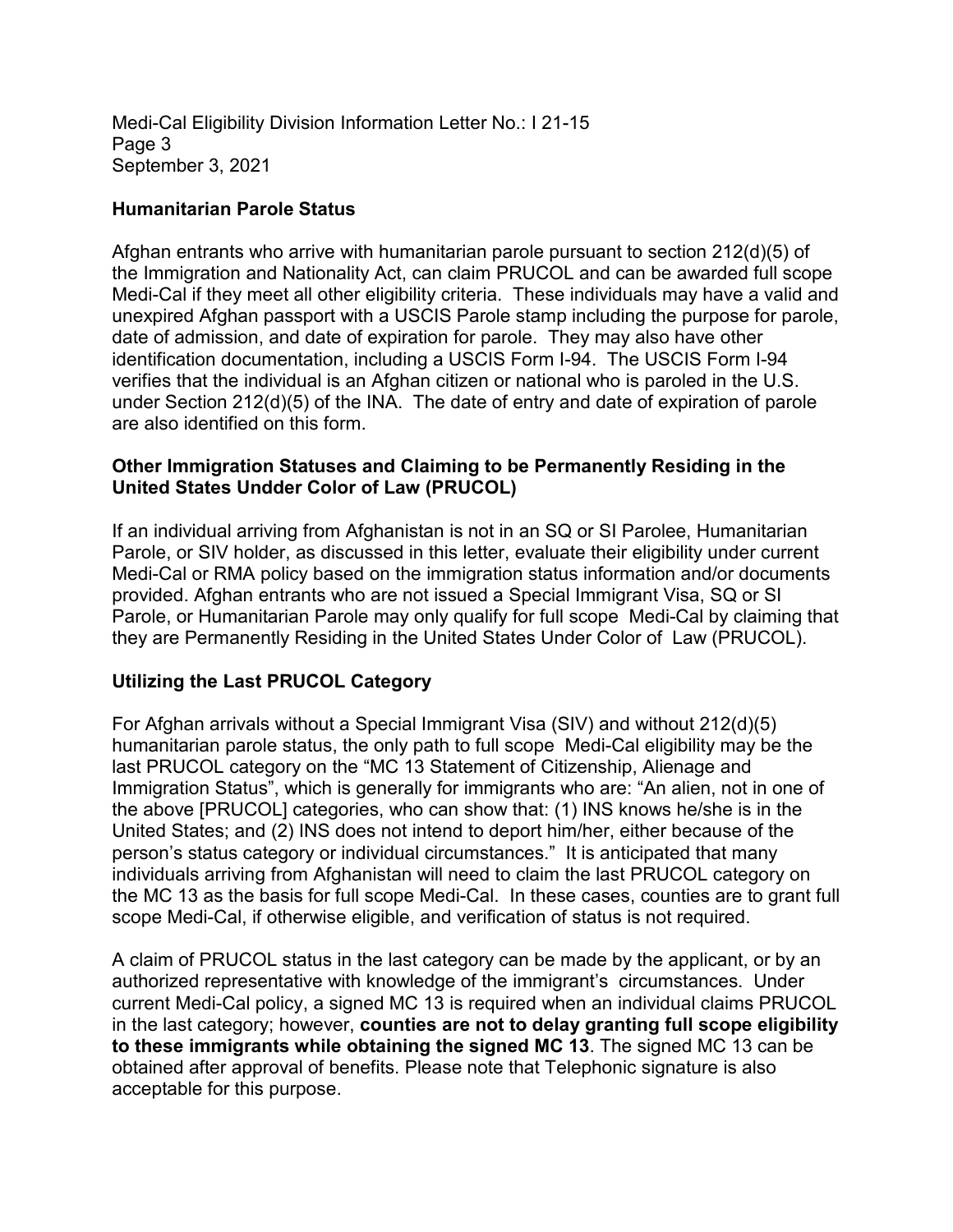## Humanitarian Parole Status

Afghan entrants who arrive with humanitarian parole pursuant to section 212(d)(5) of the Immigration and Nationality Act, can claim PRUCOL and can be awarded full scope Medi-Cal if they meet all other eligibility criteria. These individuals may have a valid and unexpired Afghan passport with a USCIS Parole stamp including the purpose for parole, date of admission, and date of expiration for parole. They may also have other identification documentation, including a USCIS Form I-94. The USCIS Form I-94 verifies that the individual is an Afghan citizen or national who is paroled in the U.S. under Section 212(d)(5) of the INA. The date of entry and date of expiration of parole are also identified on this form.

## Other Immigration Statuses and Claiming to be Permanently Residing in the United States Undder Color of Law (PRUCOL)

If an individual arriving from Afghanistan is not in an SQ or SI Parolee, Humanitarian Parole, or SIV holder, as discussed in this letter, evaluate their eligibility under current Medi-Cal or RMA policy based on the immigration status information and/or documents provided. Afghan entrants who are not issued a Special Immigrant Visa, SQ or SI Parole, or Humanitarian Parole may only qualify for full scope Medi-Cal by claiming that they are Permanently Residing in the United States Under Color of Law (PRUCOL).

## Utilizing the Last PRUCOL Category

For Afghan arrivals without a Special Immigrant Visa (SIV) and without 212(d)(5) humanitarian parole status, the only path to full scope Medi-Cal eligibility may be the last PRUCOL category on the "MC 13 Statement of Citizenship, Alienage and Immigration Status", which is generally for immigrants who are: "An alien, not in one of the above [PRUCOL] categories, who can show that: (1) INS knows he/she is in the United States; and (2) INS does not intend to deport him/her, either because of the person's status category or individual circumstances." It is anticipated that many individuals arriving from Afghanistan will need to claim the last PRUCOL category on the MC 13 as the basis for full scope Medi-Cal. In these cases, counties are to grant full scope Medi-Cal, if otherwise eligible, and verification of status is not required.

A claim of PRUCOL status in the last category can be made by the applicant, or by an authorized representative with knowledge of the immigrant's circumstances. Under current Medi-Cal policy, a signed MC 13 is required when an individual claims PRUCOL in the last category; however, **counties are not to delay granting full scope eligibility to these immigrants while obtaining the signed MC 13**. The signed MC 13 can be obtained after approval of benefits. Please note that Telephonic signature is also acceptable for this purpose.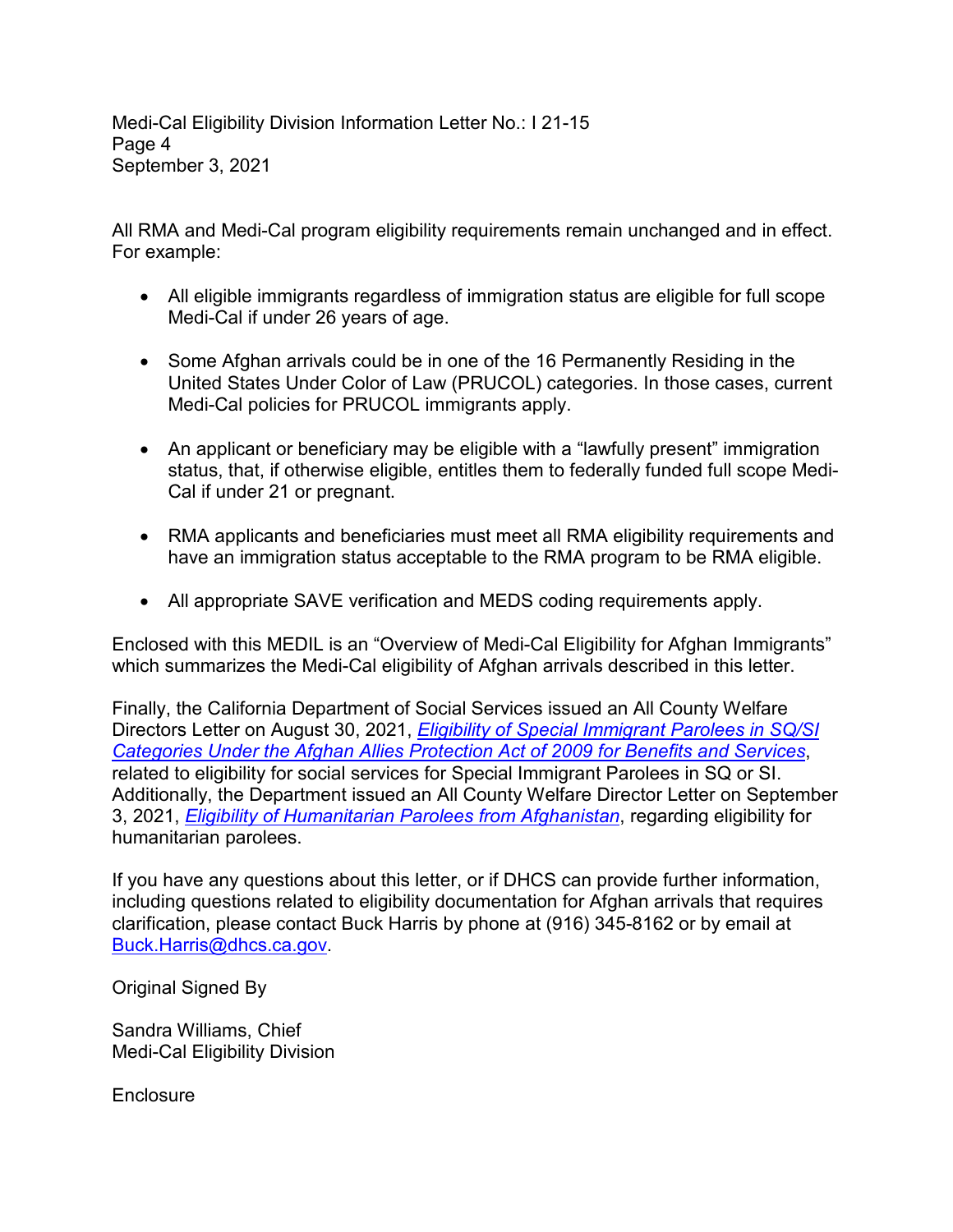All RMA and Medi-Cal program eligibility requirements remain unchanged and in effect. For example:

- All eligible immigrants regardless of immigration status are eligible for full scope Medi-Cal if under 26 years of age.
- Some Afghan arrivals could be in one of the 16 Permanently Residing in the United States Under Color of Law (PRUCOL) categories. In those cases, current Medi-Cal policies for PRUCOL immigrants apply.
- An applicant or beneficiary may be eligible with a "lawfully present" immigration status, that, if otherwise eligible, entitles them to federally funded full scope Medi-Cal if under 21 or pregnant.
- RMA applicants and beneficiaries must meet all RMA eligibility requirements and have an immigration status acceptable to the RMA program to be RMA eligible.
- All appropriate SAVE verification and MEDS coding requirements apply.

Enclosed with this MEDIL is an "Overview of Medi-Cal Eligibility for Afghan Immigrants" which summarizes the Medi-Cal eligibility of Afghan arrivals described in this letter.

Finally, the California Department of Social Services issued an All County Welfare Directors Letter on August 30, 2021, *Eligibility of Special Immigrant Parolees in SQ/SI Categories Under the Afghan Allies Protection Act of 2009 for Benefits and Services*, related to eligibility for social services for Special Immigrant Parolees in SQ or SI. Additionally, the Department issued an All County Welfare Director Letter on September 3, 2021, *Eligibility of Humanitarian Parolees from Afghanistan*, regarding eligibility for humanitarian parolees.

If you have any questions about this letter, or if DHCS can provide further information, including questions related to eligibility documentation for Afghan arrivals that requires clarification, please contact Buck Harris by phone at (916) 345-8162 or by email at Buck.Harris@dhcs.ca.gov.

Original Signed By

Sandra Williams, Chief
Medi-Cal Eligibility Division

Enclosure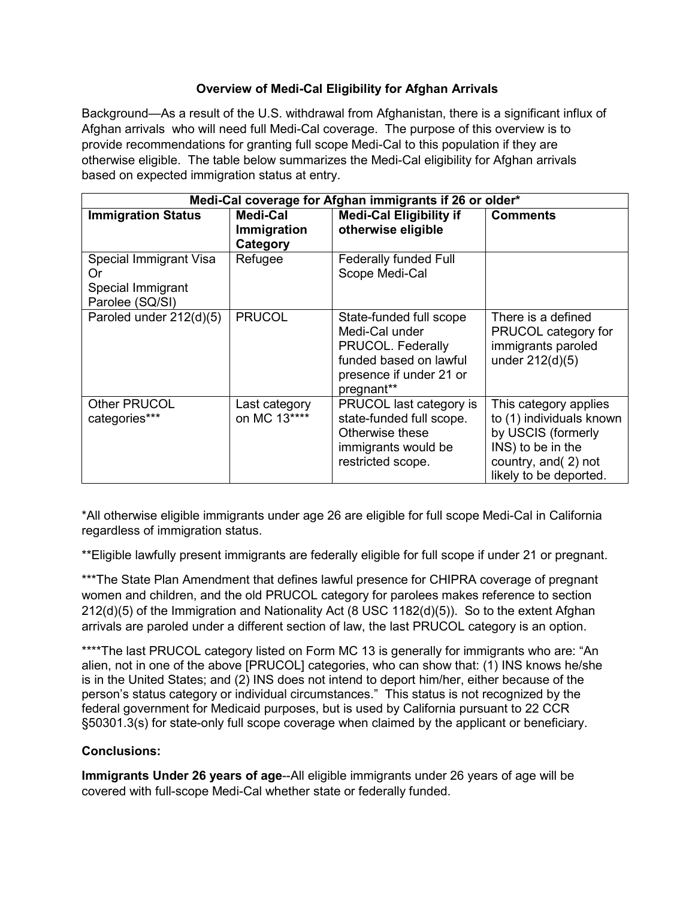**Overview of Medi-Cal Eligibility for Afghan Arrivals**

Background—As a result of the U.S. withdrawal from Afghanistan, there is a significant influx of Afghan arrivals who will need full Medi-Cal coverage. The purpose of this overview is to provide recommendations for granting full scope Medi-Cal to this population if they are otherwise eligible. The table below summarizes the Medi-Cal eligibility for Afghan arrivals based on expected immigration status at entry.

| Medi-Cal coverage for Afghan immigrants if 26 or older* | | | |
|---|---|---|---|
| **Immigration Status** | **Medi-Cal Immigration Category** | **Medi-Cal Eligibility if otherwise eligible** | **Comments** |
| Special Immigrant Visa Or Special Immigrant Parolee (SQ/SI) | Refugee | Federally funded Full Scope Medi-Cal | |
| Paroled under 212(d)(5) | PRUCOL | State-funded full scope Medi-Cal under PRUCOL. Federally funded based on lawful presence if under 21 or pregnant** | There is a defined PRUCOL category for immigrants paroled under 212(d)(5) |
| Other PRUCOL categories*** | Last category on MC 13**** | PRUCOL last category is state-funded full scope. Otherwise these immigrants would be restricted scope. | This category applies to (1) individuals known by USCIS (formerly INS) to be in the country, and( 2) not likely to be deported. |

*All otherwise eligible immigrants under age 26 are eligible for full scope Medi-Cal in California regardless of immigration status.

**Eligible lawfully present immigrants are federally eligible for full scope if under 21 or pregnant.

***The State Plan Amendment that defines lawful presence for CHIPRA coverage of pregnant women and children, and the old PRUCOL category for parolees makes reference to section 212(d)(5) of the Immigration and Nationality Act (8 USC 1182(d)(5)). So to the extent Afghan arrivals are paroled under a different section of law, the last PRUCOL category is an option.

****The last PRUCOL category listed on Form MC 13 is generally for immigrants who are: "An alien, not in one of the above [PRUCOL] categories, who can show that: (1) INS knows he/she is in the United States; and (2) INS does not intend to deport him/her, either because of the person's status category or individual circumstances." This status is not recognized by the federal government for Medicaid purposes, but is used by California pursuant to 22 CCR §50301.3(s) for state-only full scope coverage when claimed by the applicant or beneficiary.

**Conclusions:**

**Immigrants Under 26 years of age**--All eligible immigrants under 26 years of age will be covered with full-scope Medi-Cal whether state or federally funded.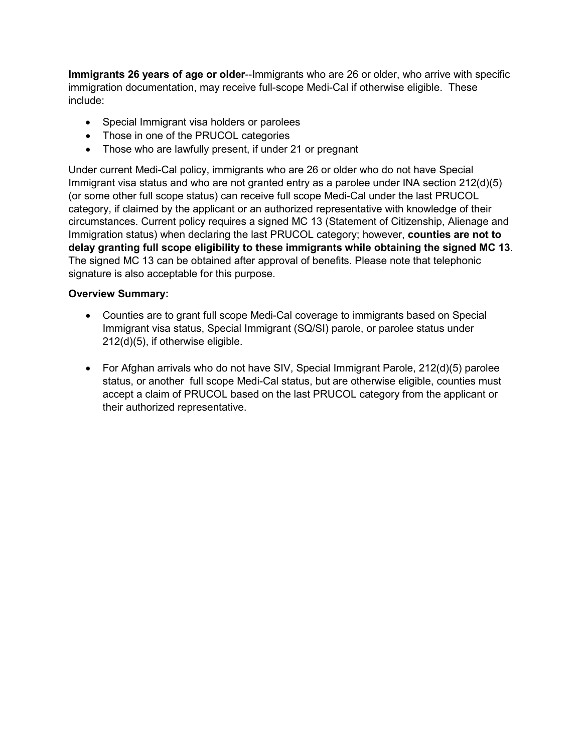**Immigrants 26 years of age or older**--Immigrants who are 26 or older, who arrive with specific immigration documentation, may receive full-scope Medi-Cal if otherwise eligible. These include:

- Special Immigrant visa holders or parolees
- Those in one of the PRUCOL categories
- Those who are lawfully present, if under 21 or pregnant

Under current Medi-Cal policy, immigrants who are 26 or older who do not have Special Immigrant visa status and who are not granted entry as a parolee under INA section 212(d)(5) (or some other full scope status) can receive full scope Medi-Cal under the last PRUCOL category, if claimed by the applicant or an authorized representative with knowledge of their circumstances. Current policy requires a signed MC 13 (Statement of Citizenship, Alienage and Immigration status) when declaring the last PRUCOL category; however, **counties are not to delay granting full scope eligibility to these immigrants while obtaining the signed MC 13**. The signed MC 13 can be obtained after approval of benefits. Please note that telephonic signature is also acceptable for this purpose.

**Overview Summary:**

- Counties are to grant full scope Medi-Cal coverage to immigrants based on Special Immigrant visa status, Special Immigrant (SQ/SI) parole, or parolee status under 212(d)(5), if otherwise eligible.

- For Afghan arrivals who do not have SIV, Special Immigrant Parole, 212(d)(5) parolee status, or another full scope Medi-Cal status, but are otherwise eligible, counties must accept a claim of PRUCOL based on the last PRUCOL category from the applicant or their authorized representative.